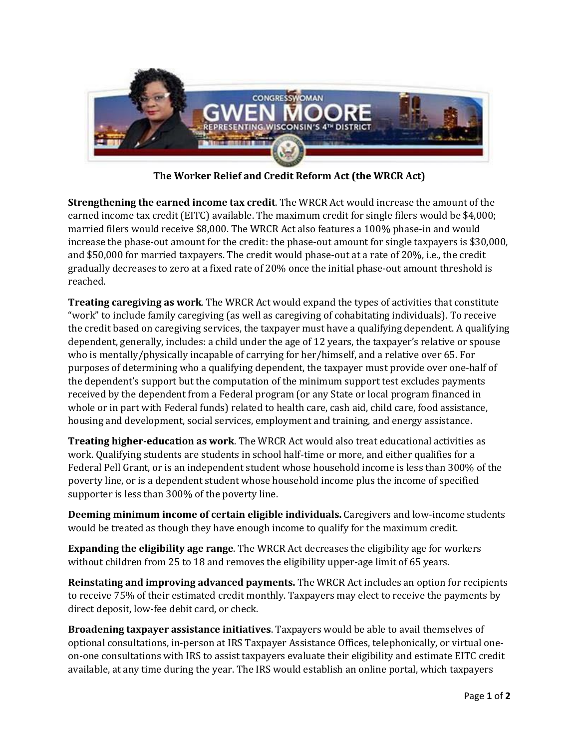CONGRESSWOMAN GWEN MOORE REPRESENTING WISCONSIN'S 4TH DISTRICT

**The Worker Relief and Credit Reform Act (the WRCR Act)**

**Strengthening the earned income tax credit**. The WRCR Act would increase the amount of the earned income tax credit (EITC) available. The maximum credit for single filers would be $4,000; married filers would receive $8,000. The WRCR Act also features a 100% phase-in and would increase the phase-out amount for the credit: the phase-out amount for single taxpayers is $30,000, and $50,000 for married taxpayers. The credit would phase-out at a rate of 20%, i.e., the credit gradually decreases to zero at a fixed rate of 20% once the initial phase-out amount threshold is reached.

**Treating caregiving as work**. The WRCR Act would expand the types of activities that constitute "work" to include family caregiving (as well as caregiving of cohabitating individuals). To receive the credit based on caregiving services, the taxpayer must have a qualifying dependent. A qualifying dependent, generally, includes: a child under the age of 12 years, the taxpayer's relative or spouse who is mentally/physically incapable of carrying for her/himself, and a relative over 65. For purposes of determining who a qualifying dependent, the taxpayer must provide over one-half of the dependent's support but the computation of the minimum support test excludes payments received by the dependent from a Federal program (or any State or local program financed in whole or in part with Federal funds) related to health care, cash aid, child care, food assistance, housing and development, social services, employment and training, and energy assistance.

**Treating higher-education as work**. The WRCR Act would also treat educational activities as work. Qualifying students are students in school half-time or more, and either qualifies for a Federal Pell Grant, or is an independent student whose household income is less than 300% of the poverty line, or is a dependent student whose household income plus the income of specified supporter is less than 300% of the poverty line.

**Deeming minimum income of certain eligible individuals.** Caregivers and low-income students would be treated as though they have enough income to qualify for the maximum credit.

**Expanding the eligibility age range**. The WRCR Act decreases the eligibility age for workers without children from 25 to 18 and removes the eligibility upper-age limit of 65 years.

**Reinstating and improving advanced payments.** The WRCR Act includes an option for recipients to receive 75% of their estimated credit monthly. Taxpayers may elect to receive the payments by direct deposit, low-fee debit card, or check.

**Broadening taxpayer assistance initiatives**. Taxpayers would be able to avail themselves of optional consultations, in-person at IRS Taxpayer Assistance Offices, telephonically, or virtual one-on-one consultations with IRS to assist taxpayers evaluate their eligibility and estimate EITC credit available, at any time during the year. The IRS would establish an online portal, which taxpayers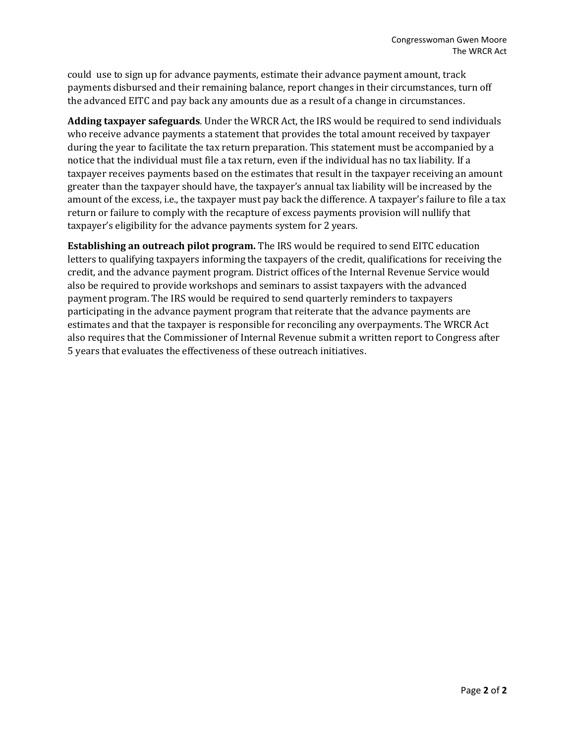could use to sign up for advance payments, estimate their advance payment amount, track payments disbursed and their remaining balance, report changes in their circumstances, turn off the advanced EITC and pay back any amounts due as a result of a change in circumstances.

**Adding taxpayer safeguards**. Under the WRCR Act, the IRS would be required to send individuals who receive advance payments a statement that provides the total amount received by taxpayer during the year to facilitate the tax return preparation. This statement must be accompanied by a notice that the individual must file a tax return, even if the individual has no tax liability. If a taxpayer receives payments based on the estimates that result in the taxpayer receiving an amount greater than the taxpayer should have, the taxpayer's annual tax liability will be increased by the amount of the excess, i.e., the taxpayer must pay back the difference. A taxpayer's failure to file a tax return or failure to comply with the recapture of excess payments provision will nullify that taxpayer's eligibility for the advance payments system for 2 years.

**Establishing an outreach pilot program.** The IRS would be required to send EITC education letters to qualifying taxpayers informing the taxpayers of the credit, qualifications for receiving the credit, and the advance payment program. District offices of the Internal Revenue Service would also be required to provide workshops and seminars to assist taxpayers with the advanced payment program. The IRS would be required to send quarterly reminders to taxpayers participating in the advance payment program that reiterate that the advance payments are estimates and that the taxpayer is responsible for reconciling any overpayments. The WRCR Act also requires that the Commissioner of Internal Revenue submit a written report to Congress after 5 years that evaluates the effectiveness of these outreach initiatives.